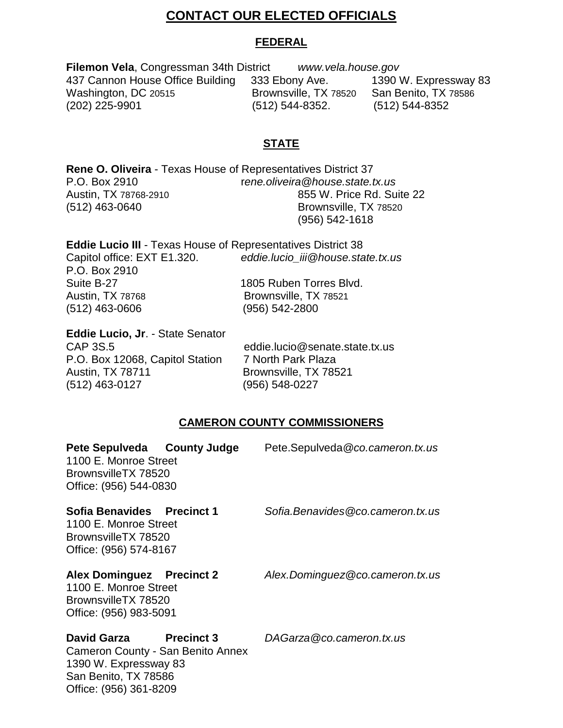# CONTACT OUR ELECTED OFFICIALS

## FEDERAL

**Filemon Vela**, Congressman 34th District *www.vela.house.gov*

437 Cannon House Office Building
Washington, DC 20515
(202) 225-9901

333 Ebony Ave.
Brownsville, TX 78520
(512) 544-8352.

1390 W. Expressway 83
San Benito, TX 78586
(512) 544-8352

## STATE

**Rene O. Oliveira** - Texas House of Representatives District 37

P.O. Box 2910
Austin, TX 78768-2910
(512) 463-0640

*rene.oliveira@house.state.tx.us*

855 W. Price Rd. Suite 22
Brownsville, TX 78520
(956) 542-1618

**Eddie Lucio III** - Texas House of Representatives District 38

Capitol office: EXT E1.320.
P.O. Box 2910
Suite B-27
Austin, TX 78768
(512) 463-0606

*eddie.lucio_iii@house.state.tx.us*

1805 Ruben Torres Blvd.
Brownsville, TX 78521
(956) 542-2800

**Eddie Lucio, Jr**. - State Senator

CAP 3S.5
P.O. Box 12068, Capitol Station
Austin, TX 78711
(512) 463-0127

eddie.lucio@senate.state.tx.us

7 North Park Plaza
Brownsville, TX 78521
(956) 548-0227

## CAMERON COUNTY COMMISSIONERS

**Pete Sepulveda County Judge** Pete.Sepulveda*@co.cameron.tx.us*

1100 E. Monroe Street
BrownsvilleTX 78520
Office: (956) 544-0830

**Sofia Benavides Precinct 1** *Sofia.Benavides@co.cameron.tx.us*

1100 E. Monroe Street
BrownsvilleTX 78520
Office: (956) 574-8167

**Alex Dominguez Precinct 2** *Alex.Dominguez@co.cameron.tx.us*

1100 E. Monroe Street
BrownsvilleTX 78520
Office: (956) 983-5091

**David Garza Precinct 3** *DAGarza@co.cameron.tx.us*

Cameron County - San Benito Annex
1390 W. Expressway 83
San Benito, TX 78586
Office: (956) 361-8209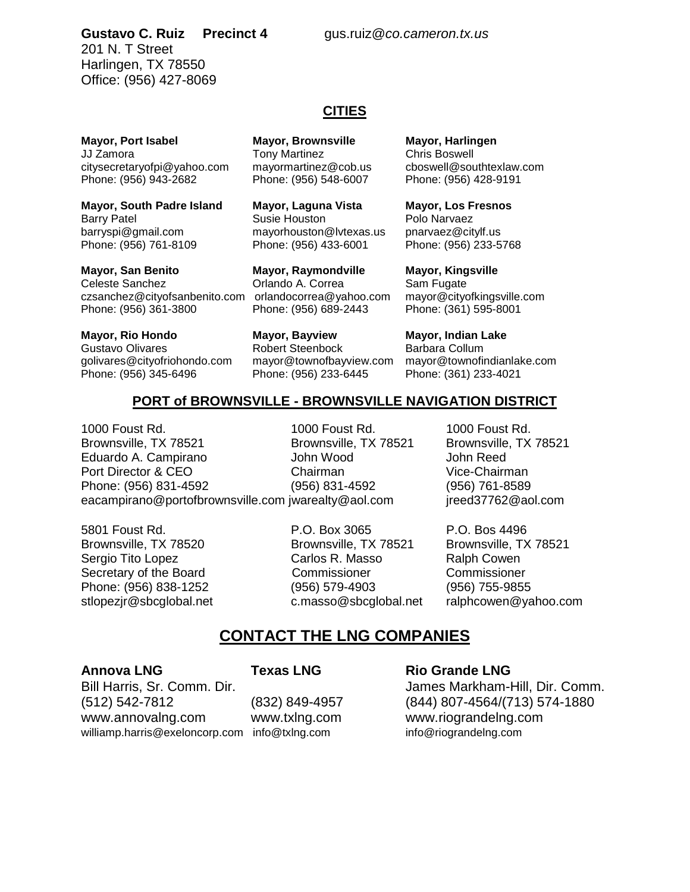**Gustavo C. Ruiz Precinct 4** gus.ruiz@*co.cameron.tx.us*
201 N. T Street
Harlingen, TX 78550
Office: (956) 427-8069

## CITIES

**Mayor, Port Isabel**
JJ Zamora
citysecretaryofpi@yahoo.com
Phone: (956) 943-2682

**Mayor, Brownsville**
Tony Martinez
mayormartinez@cob.us
Phone: (956) 548-6007

**Mayor, Harlingen**
Chris Boswell
cboswell@southtexlaw.com
Phone: (956) 428-9191

**Mayor, South Padre Island**
Barry Patel
barryspi@gmail.com
Phone: (956) 761-8109

**Mayor, Laguna Vista**
Susie Houston
mayorhouston@lvtexas.us
Phone: (956) 433-6001

**Mayor, Los Fresnos**
Polo Narvaez
pnarvaez@citylf.us
Phone: (956) 233-5768

**Mayor, San Benito**
Celeste Sanchez
czsanchez@cityofsanbenito.com
Phone: (956) 361-3800

**Mayor, Raymondville**
Orlando A. Correa
orlandocorrea@yahoo.com
Phone: (956) 689-2443

**Mayor, Kingsville**
Sam Fugate
mayor@cityofkingsville.com
Phone: (361) 595-8001

**Mayor, Rio Hondo**
Gustavo Olivares
golivares@cityofriohondo.com
Phone: (956) 345-6496

**Mayor, Bayview**
Robert Steenbock
mayor@townofbayview.com
Phone: (956) 233-6445

**Mayor, Indian Lake**
Barbara Collum
mayor@townofindianlake.com
Phone: (361) 233-4021

## PORT of BROWNSVILLE - BROWNSVILLE NAVIGATION DISTRICT

1000 Foust Rd.
Brownsville, TX 78521
Eduardo A. Campirano
Port Director & CEO
Phone: (956) 831-4592
eacampirano@portofbrownsville.com

1000 Foust Rd.
Brownsville, TX 78521
John Wood
Chairman
(956) 831-4592
jwarealty@aol.com

1000 Foust Rd.
Brownsville, TX 78521
John Reed
Vice-Chairman
(956) 761-8589
jreed37762@aol.com

5801 Foust Rd.
Brownsville, TX 78520
Sergio Tito Lopez
Secretary of the Board
Phone: (956) 838-1252
stlopezjr@sbcglobal.net

P.O. Box 3065
Brownsville, TX 78521
Carlos R. Masso
Commissioner
(956) 579-4903
c.masso@sbcglobal.net

P.O. Bos 4496
Brownsville, TX 78521
Ralph Cowen
Commissioner
(956) 755-9855
ralphcowen@yahoo.com

## CONTACT THE LNG COMPANIES

**Annova LNG**
Bill Harris, Sr. Comm. Dir.
(512) 542-7812
www.annovalng.com
williamp.harris@exeloncorp.com

**Texas LNG**
(832) 849-4957
www.txlng.com
info@txlng.com

**Rio Grande LNG**
James Markham-Hill, Dir. Comm.
(844) 807-4564/(713) 574-1880
www.riograndelng.com
info@riograndelng.com